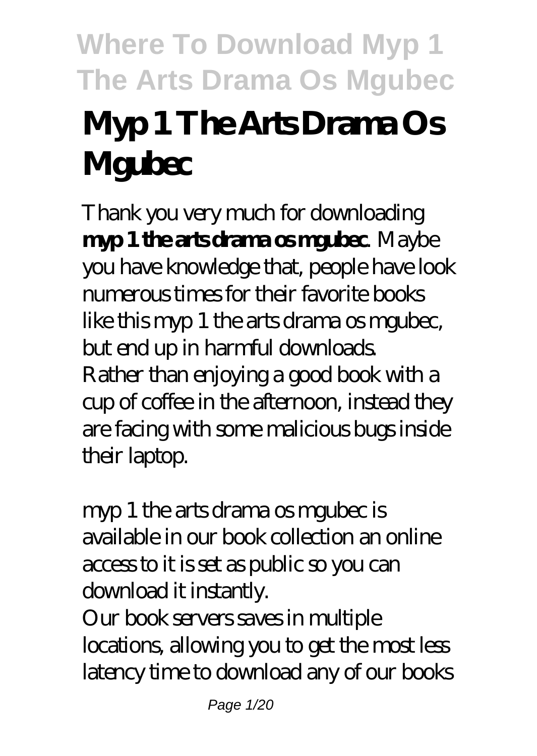# Myp 1 The Arts Drama Os Mgubec

Thank you very much for downloading **myp 1 the arts drama os mgubec**. Maybe you have knowledge that, people have look numerous times for their favorite books like this myp 1 the arts drama os mgubec, but end up in harmful downloads. Rather than enjoying a good book with a cup of coffee in the afternoon, instead they are facing with some malicious bugs inside their laptop.

myp 1 the arts drama os mgubec is available in our book collection an online access to it is set as public so you can download it instantly.
Our book servers saves in multiple locations, allowing you to get the most less latency time to download any of our books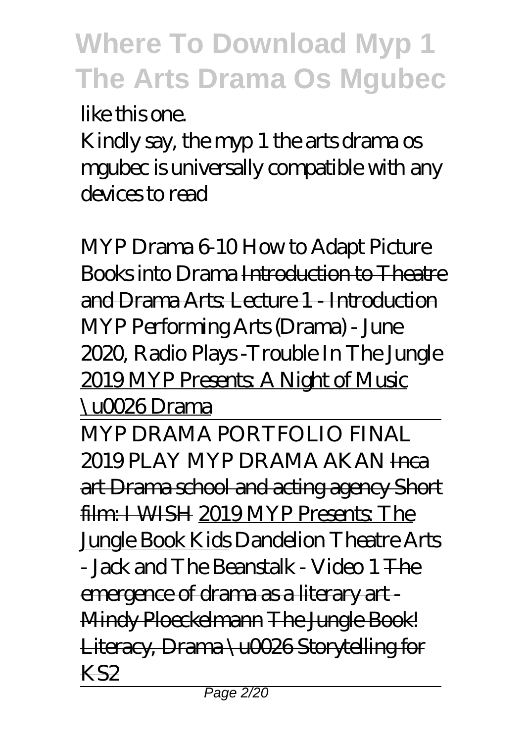like this one.

Kindly say, the myp 1 the arts drama os mgubec is universally compatible with any devices to read

*MYP Drama 6-10 How to Adapt Picture Books into Drama* ~~Introduction to Theatre and Drama Arts: Lecture 1 - Introduction~~ *MYP Performing Arts (Drama) - June 2020, Radio Plays -Trouble In The Jungle* 2019 MYP Presents: A Night of Music \u0026 Drama

MYP DRAMA PORTFOLIO FINAL 2019 *PLAY MYP DRAMA AKAN* ~~Inca art Drama school and acting agency Short film: I WISH~~ 2019 MYP Presents: The Jungle Book Kids *Dandelion Theatre Arts - Jack and The Beanstalk - Video 1* ~~The emergence of drama as a literary art - Mindy Ploeckelmann~~ ~~The Jungle Book! Literacy, Drama \u0026 Storytelling for KS2~~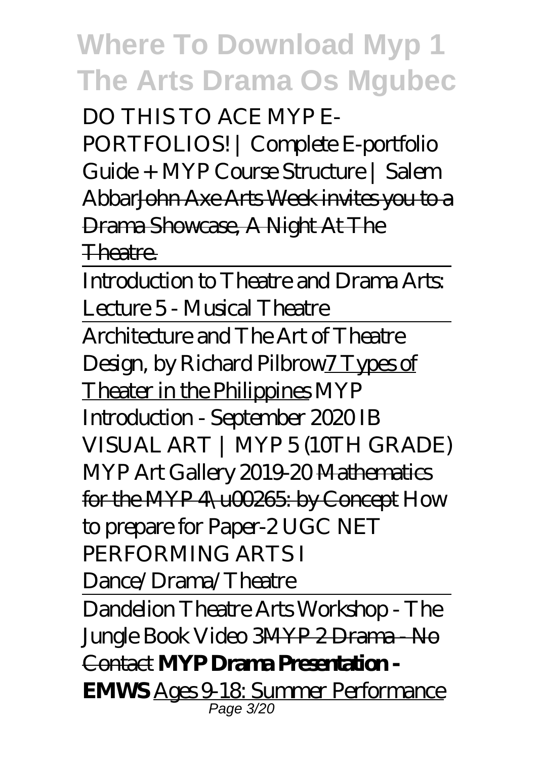# Where To Download Myp 1 The Arts Drama Os Mgubec

*DO THIS TO ACE MYP E-PORTFOLIOS! | Complete E-portfolio Guide + MYP Course Structure | Salem Abbar*~~John Axe Arts Week invites you to a Drama Showcase, A Night At The Theatre.~~

Introduction to Theatre and Drama Arts: Lecture 5 - Musical Theatre

Architecture and The Art of Theatre Design, by Richard Pilbrow7 Types of Theater in the Philippines *MYP Introduction - September 2020 IB VISUAL ART | MYP 5 (10TH GRADE) MYP Art Gallery 2019-20* ~~Mathematics for the MYP 4\u00265: by Concept~~ *How to prepare for Paper-2 UGC NET PERFORMING ARTS I Dance/Drama/Theatre*

Dandelion Theatre Arts Workshop - The Jungle Book Video 3~~MYP 2 Drama - No Contact~~ **MYP Drama Presentation - EMWS** Ages 9-18: Summer Performance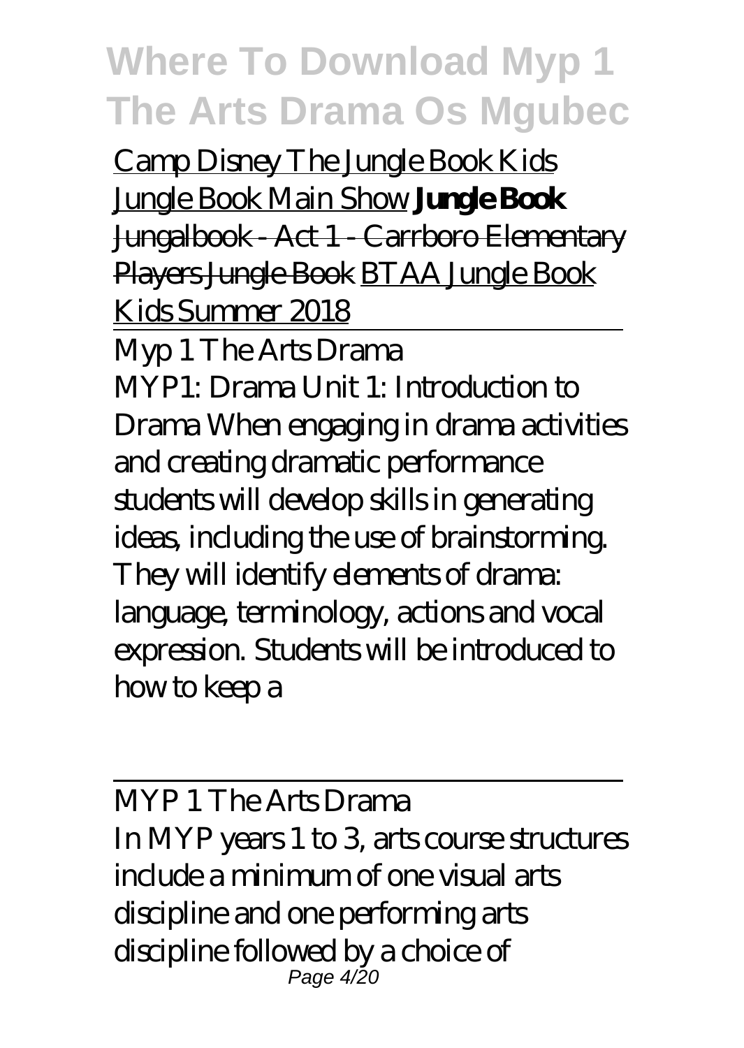Camp Disney The Jungle Book Kids Jungle Book Main Show **Jungle Book** ~~Jungalbook - Act 1 - Carrboro Elementary Players Jungle Book~~ BTAA Jungle Book Kids Summer 2018

Myp 1 The Arts Drama

MYP1: Drama Unit 1: Introduction to Drama When engaging in drama activities and creating dramatic performance students will develop skills in generating ideas, including the use of brainstorming. They will identify elements of drama: language, terminology, actions and vocal expression. Students will be introduced to how to keep a

MYP 1 The Arts Drama

In MYP years 1 to 3, arts course structures include a minimum of one visual arts discipline and one performing arts discipline followed by a choice of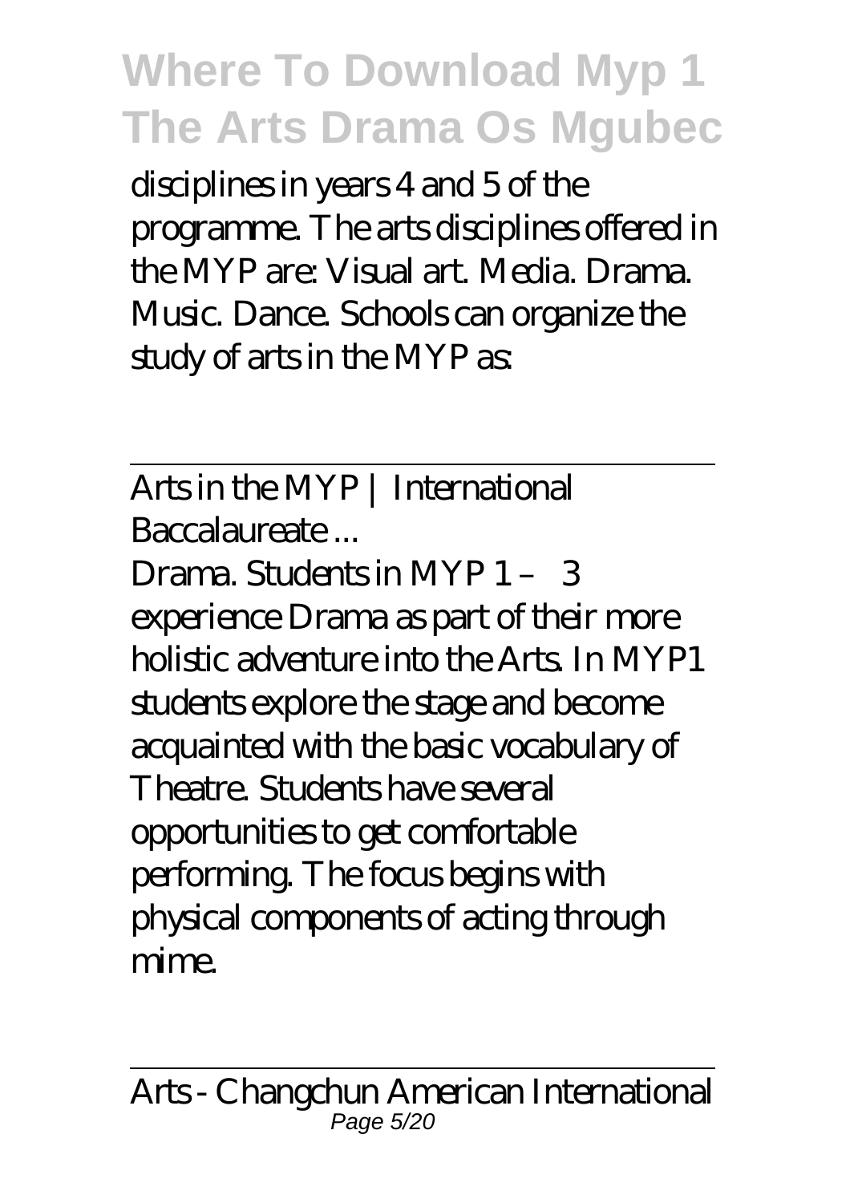disciplines in years 4 and 5 of the programme. The arts disciplines offered in the MYP are: Visual art. Media. Drama. Music. Dance. Schools can organize the study of arts in the MYP as:

---

Arts in the MYP | International Baccalaureate ...

Drama. Students in MYP 1 – 3 experience Drama as part of their more holistic adventure into the Arts. In MYP1 students explore the stage and become acquainted with the basic vocabulary of Theatre. Students have several opportunities to get comfortable performing. The focus begins with physical components of acting through mime.

---

Arts - Changchun American International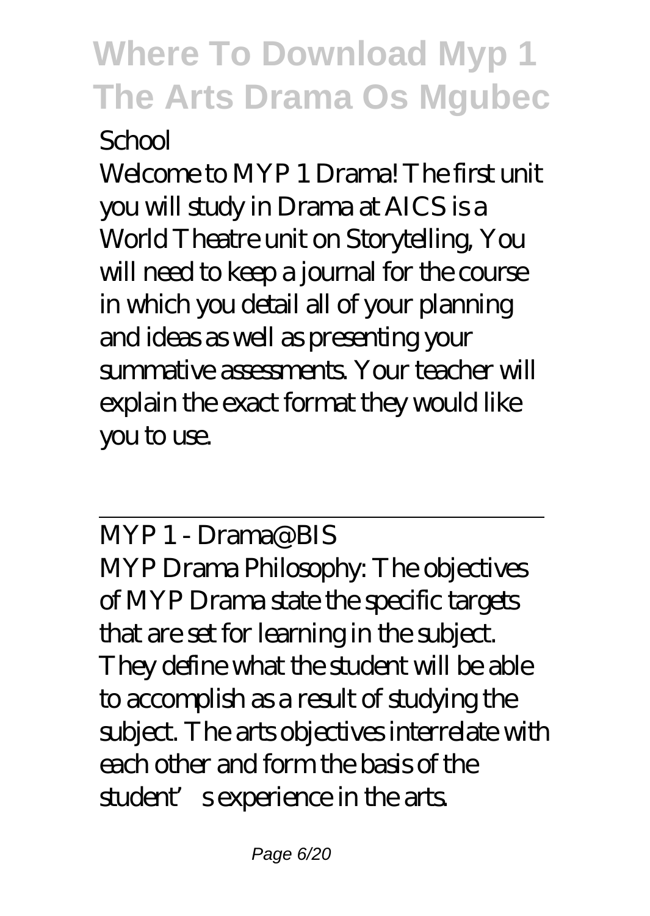School

Welcome to MYP 1 Drama! The first unit you will study in Drama at AICS is a World Theatre unit on Storytelling, You will need to keep a journal for the course in which you detail all of your planning and ideas as well as presenting your summative assessments. Your teacher will explain the exact format they would like you to use.

---

MYP 1 - Drama@BIS

MYP Drama Philosophy: The objectives of MYP Drama state the specific targets that are set for learning in the subject. They define what the student will be able to accomplish as a result of studying the subject. The arts objectives interrelate with each other and form the basis of the student's experience in the arts.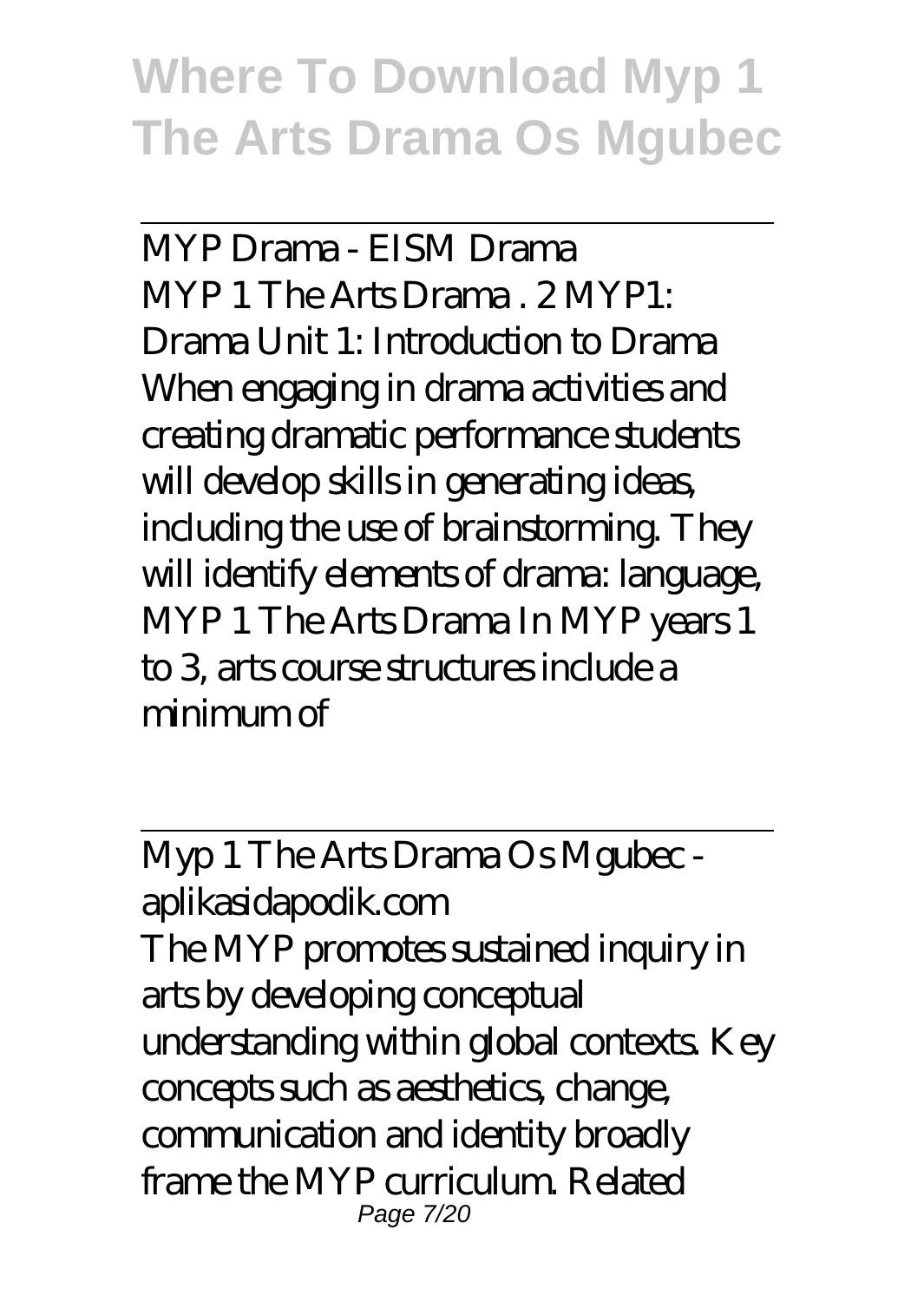MYP Drama - EISM Drama

MYP 1 The Arts Drama . 2 MYP1: Drama Unit 1: Introduction to Drama When engaging in drama activities and creating dramatic performance students will develop skills in generating ideas, including the use of brainstorming. They will identify elements of drama: language, MYP 1 The Arts Drama In MYP years 1 to 3, arts course structures include a minimum of

Myp 1 The Arts Drama Os Mgubec - aplikasidapodik.com

The MYP promotes sustained inquiry in arts by developing conceptual understanding within global contexts. Key concepts such as aesthetics, change, communication and identity broadly frame the MYP curriculum. Related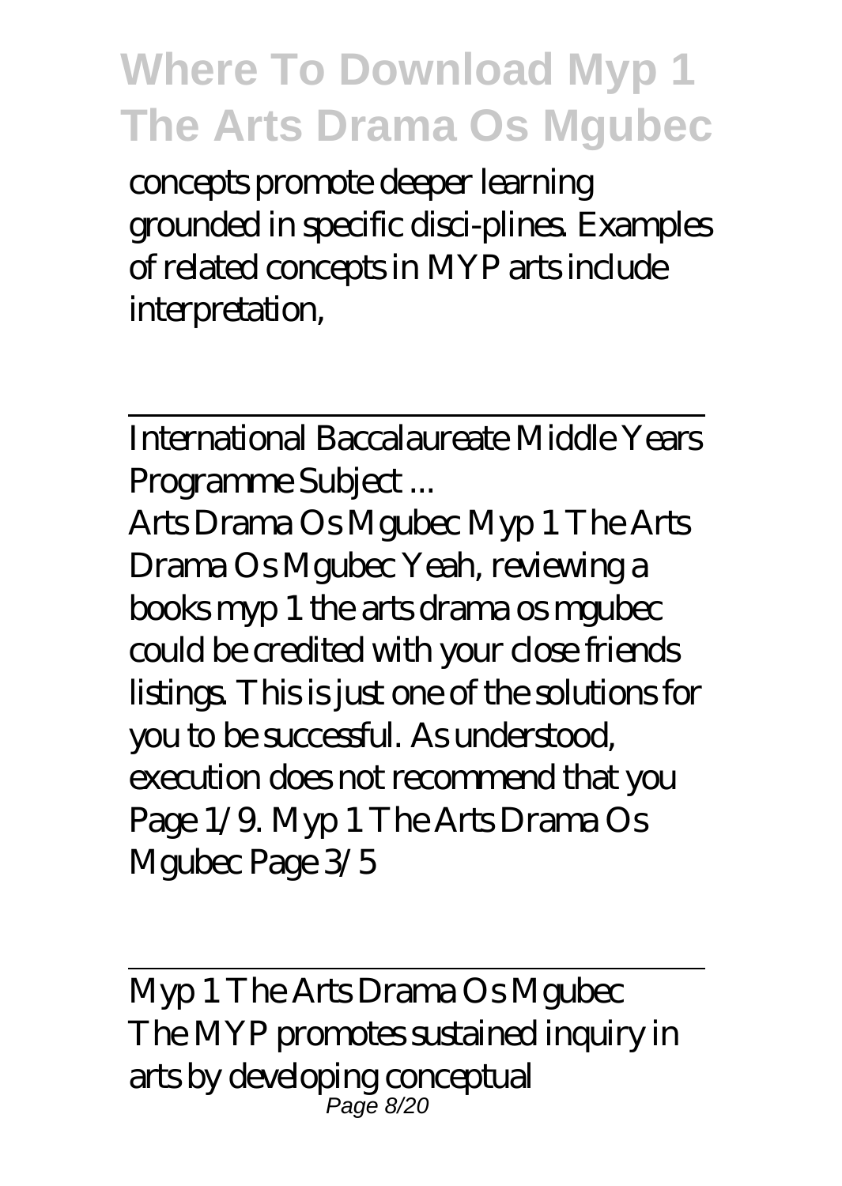concepts promote deeper learning grounded in specific disci-plines. Examples of related concepts in MYP arts include interpretation,

---

International Baccalaureate Middle Years Programme Subject ...

Arts Drama Os Mgubec Myp 1 The Arts Drama Os Mgubec Yeah, reviewing a books myp 1 the arts drama os mgubec could be credited with your close friends listings. This is just one of the solutions for you to be successful. As understood, execution does not recommend that you Page 1/9. Myp 1 The Arts Drama Os Mgubec Page 3/5

---

Myp 1 The Arts Drama Os Mgubec

The MYP promotes sustained inquiry in arts by developing conceptual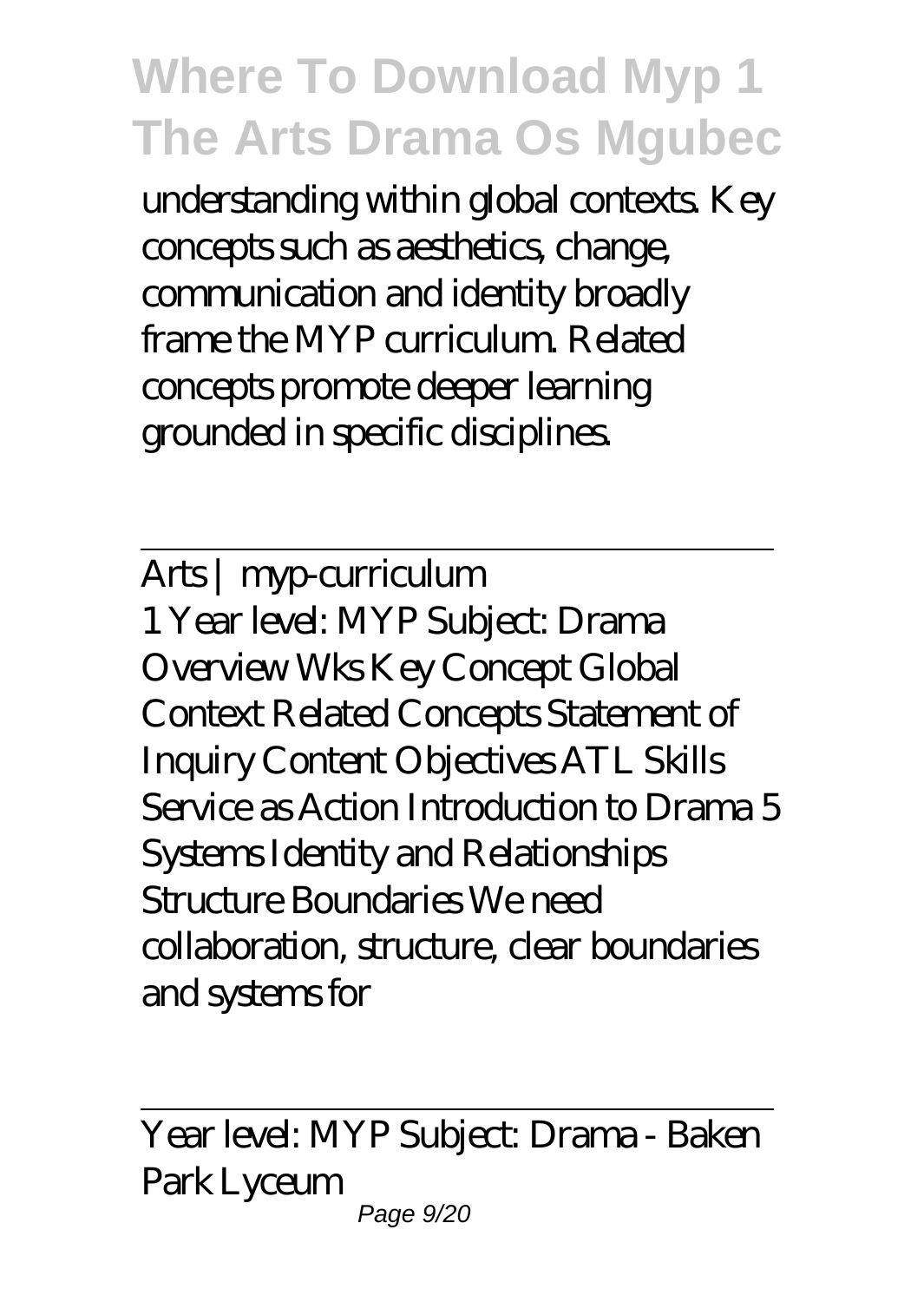understanding within global contexts. Key concepts such as aesthetics, change, communication and identity broadly frame the MYP curriculum. Related concepts promote deeper learning grounded in specific disciplines.

---

Arts | myp-curriculum

1 Year level: MYP Subject: Drama Overview Wks Key Concept Global Context Related Concepts Statement of Inquiry Content Objectives ATL Skills Service as Action Introduction to Drama 5 Systems Identity and Relationships Structure Boundaries We need collaboration, structure, clear boundaries and systems for

---

Year level: MYP Subject: Drama - Baken Park Lyceum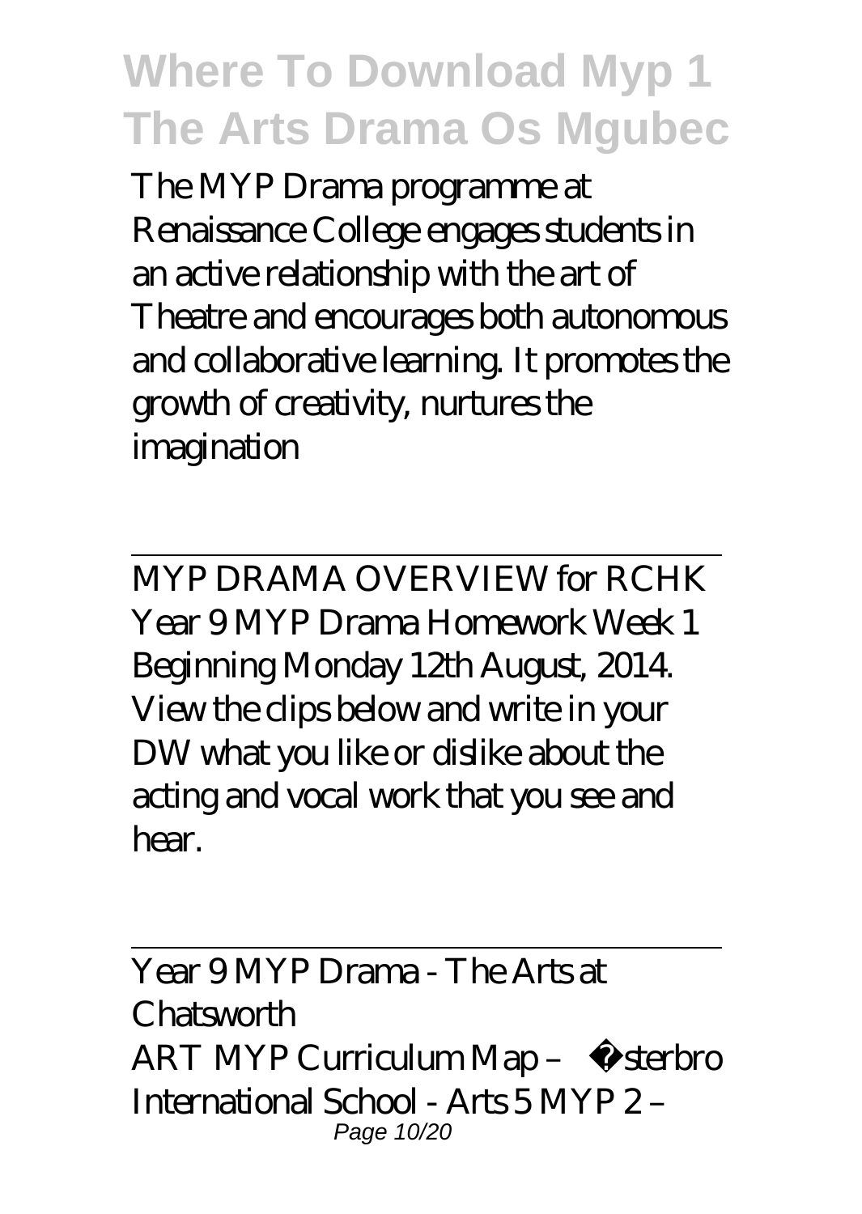The MYP Drama programme at Renaissance College engages students in an active relationship with the art of Theatre and encourages both autonomous and collaborative learning. It promotes the growth of creativity, nurtures the imagination

---

MYP DRAMA OVERVIEW for RCHK

Year 9 MYP Drama Homework Week 1 Beginning Monday 12th August, 2014. View the clips below and write in your DW what you like or dislike about the acting and vocal work that you see and hear.

---

Year 9 MYP Drama - The Arts at Chatsworth

ART MYP Curriculum Map – Østerbro International School - Arts 5 MYP 2 –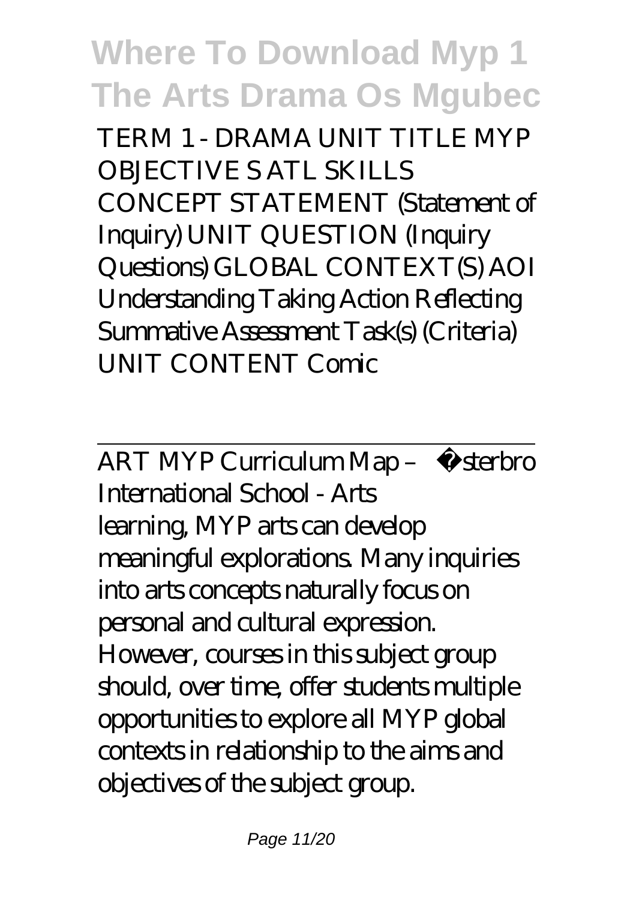TERM 1 - DRAMA UNIT TITLE MYP OBJECTIVE S ATL SKILLS CONCEPT STATEMENT (Statement of Inquiry) UNIT QUESTION (Inquiry Questions) GLOBAL CONTEXT(S) AOI Understanding Taking Action Reflecting Summative Assessment Task(s) (Criteria) UNIT CONTENT Comic

---

ART MYP Curriculum Map – Østerbro International School - Arts

learning, MYP arts can develop meaningful explorations. Many inquiries into arts concepts naturally focus on personal and cultural expression. However, courses in this subject group should, over time, offer students multiple opportunities to explore all MYP global contexts in relationship to the aims and objectives of the subject group.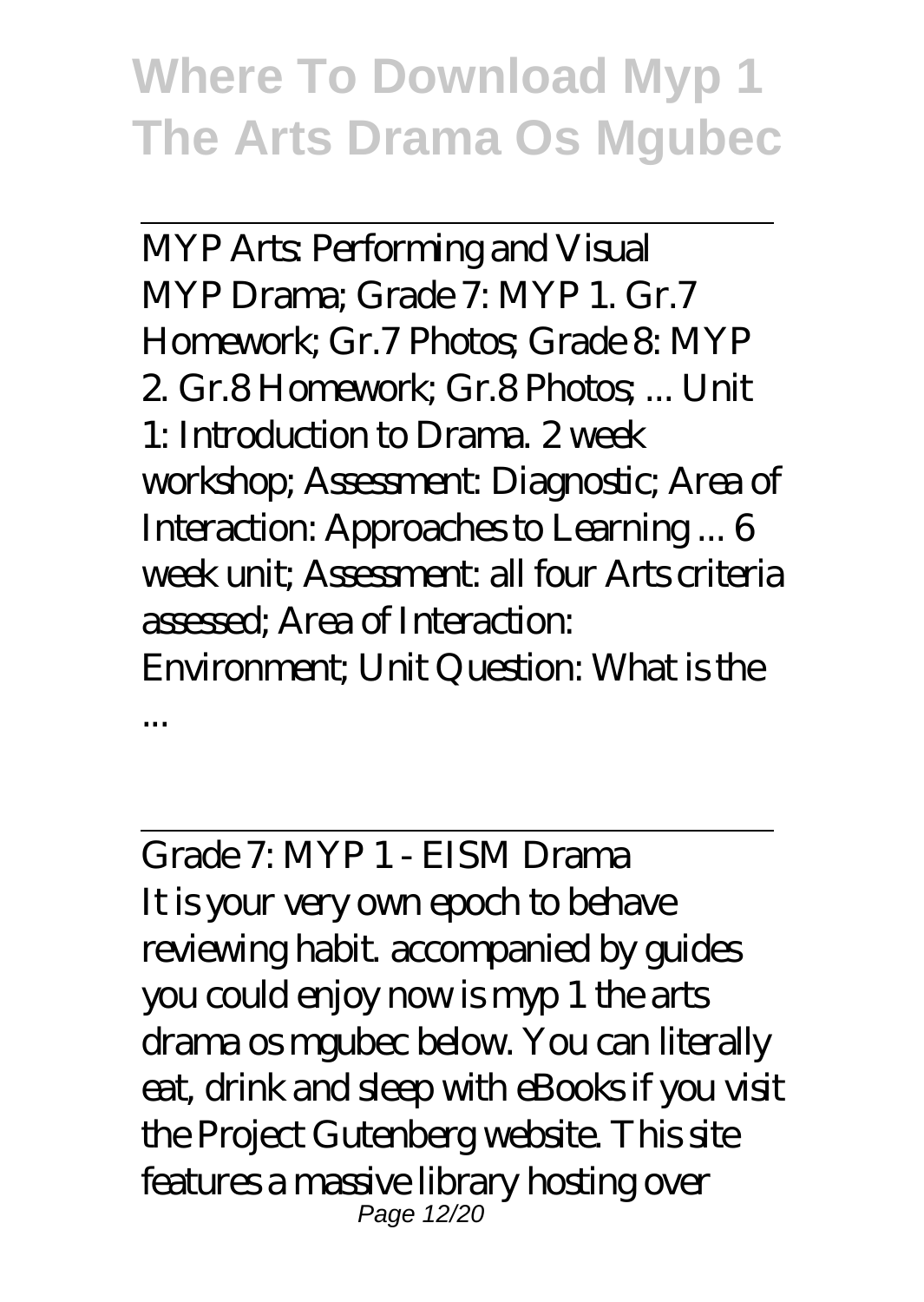MYP Arts: Performing and Visual
MYP Drama; Grade 7: MYP 1. Gr.7 Homework; Gr.7 Photos; Grade 8: MYP 2. Gr.8 Homework; Gr.8 Photos; ... Unit 1: Introduction to Drama. 2 week workshop; Assessment: Diagnostic; Area of Interaction: Approaches to Learning ... 6 week unit; Assessment: all four Arts criteria assessed; Area of Interaction: Environment; Unit Question: What is the ...

Grade 7: MYP 1 - EISM Drama
It is your very own epoch to behave reviewing habit. accompanied by guides you could enjoy now is myp 1 the arts drama os mgubec below. You can literally eat, drink and sleep with eBooks if you visit the Project Gutenberg website. This site features a massive library hosting over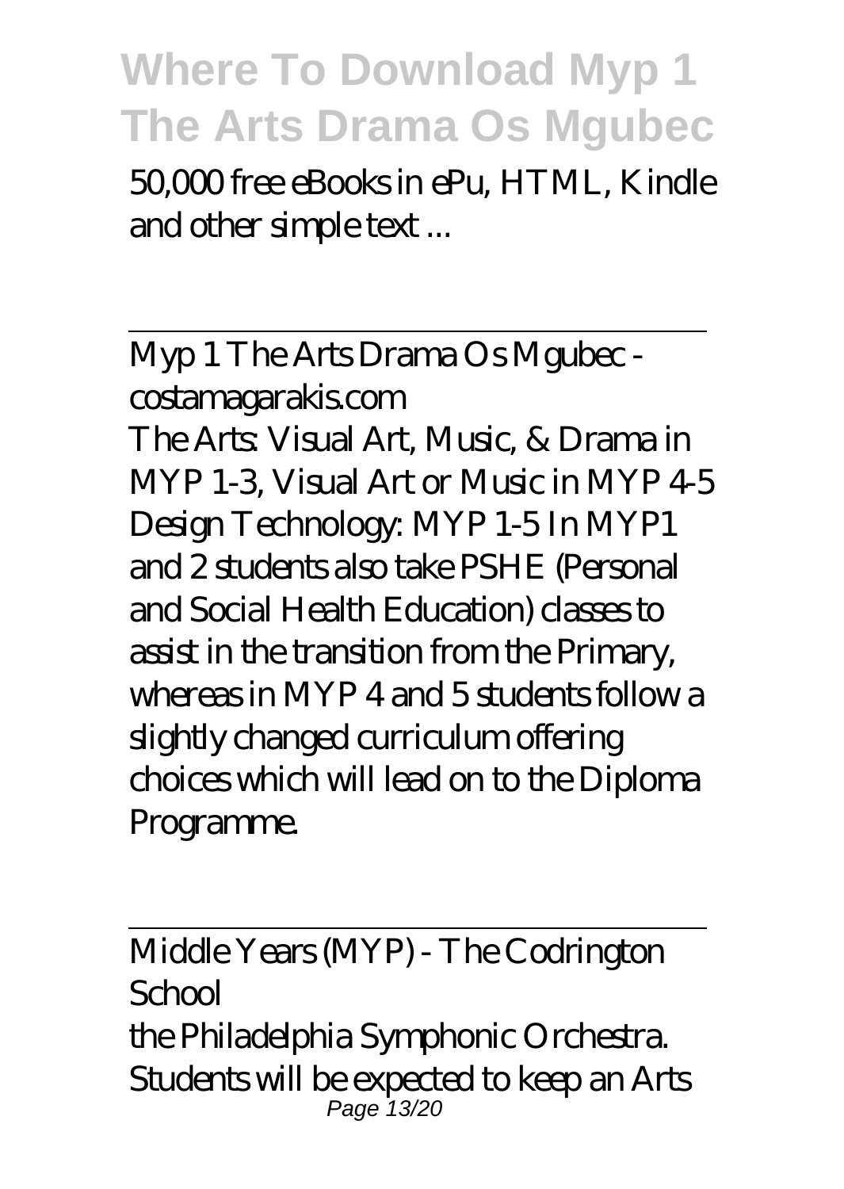50,000 free eBooks in ePu, HTML, Kindle and other simple text ...

Myp 1 The Arts Drama Os Mgubec - costamagarakis.com

The Arts: Visual Art, Music, & Drama in MYP 1-3, Visual Art or Music in MYP 4-5 Design Technology: MYP 1-5 In MYP1 and 2 students also take PSHE (Personal and Social Health Education) classes to assist in the transition from the Primary, whereas in MYP 4 and 5 students follow a slightly changed curriculum offering choices which will lead on to the Diploma Programme.

Middle Years (MYP) - The Codrington School

the Philadelphia Symphonic Orchestra. Students will be expected to keep an Arts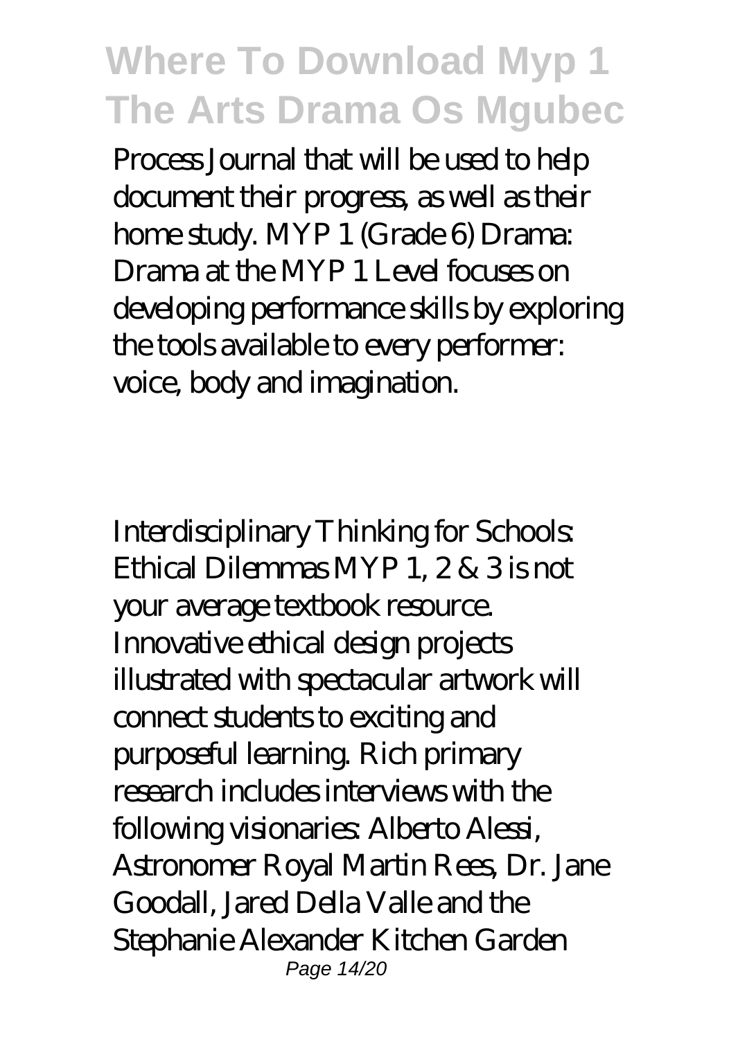Process Journal that will be used to help document their progress, as well as their home study. MYP 1 (Grade 6) Drama: Drama at the MYP 1 Level focuses on developing performance skills by exploring the tools available to every performer: voice, body and imagination.

Interdisciplinary Thinking for Schools: Ethical Dilemmas MYP 1, 2 & 3 is not your average textbook resource. Innovative ethical design projects illustrated with spectacular artwork will connect students to exciting and purposeful learning. Rich primary research includes interviews with the following visionaries: Alberto Alessi, Astronomer Royal Martin Rees, Dr. Jane Goodall, Jared Della Valle and the Stephanie Alexander Kitchen Garden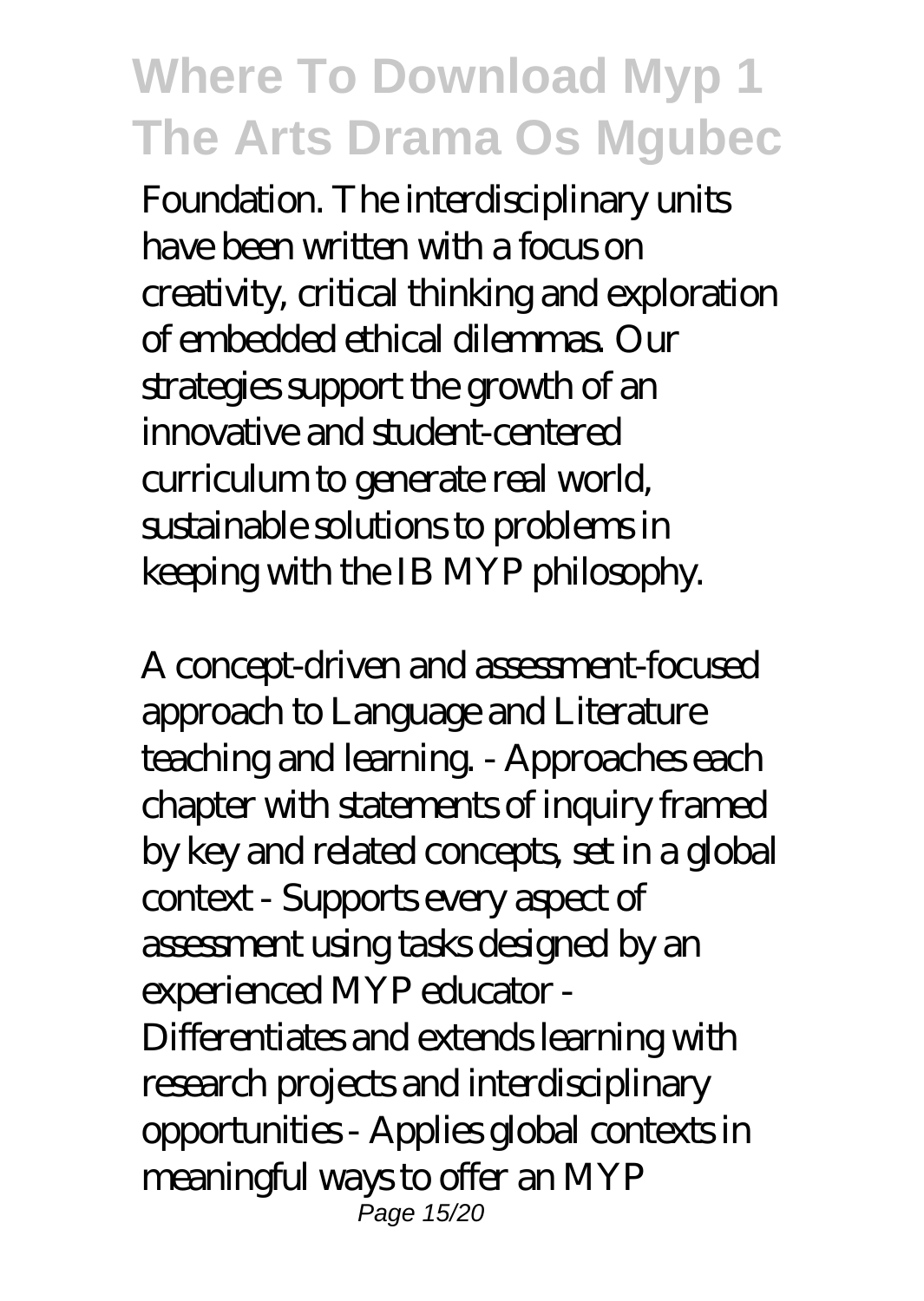Foundation. The interdisciplinary units have been written with a focus on creativity, critical thinking and exploration of embedded ethical dilemmas. Our strategies support the growth of an innovative and student-centered curriculum to generate real world, sustainable solutions to problems in keeping with the IB MYP philosophy.

A concept-driven and assessment-focused approach to Language and Literature teaching and learning. - Approaches each chapter with statements of inquiry framed by key and related concepts, set in a global context - Supports every aspect of assessment using tasks designed by an experienced MYP educator - Differentiates and extends learning with research projects and interdisciplinary opportunities - Applies global contexts in meaningful ways to offer an MYP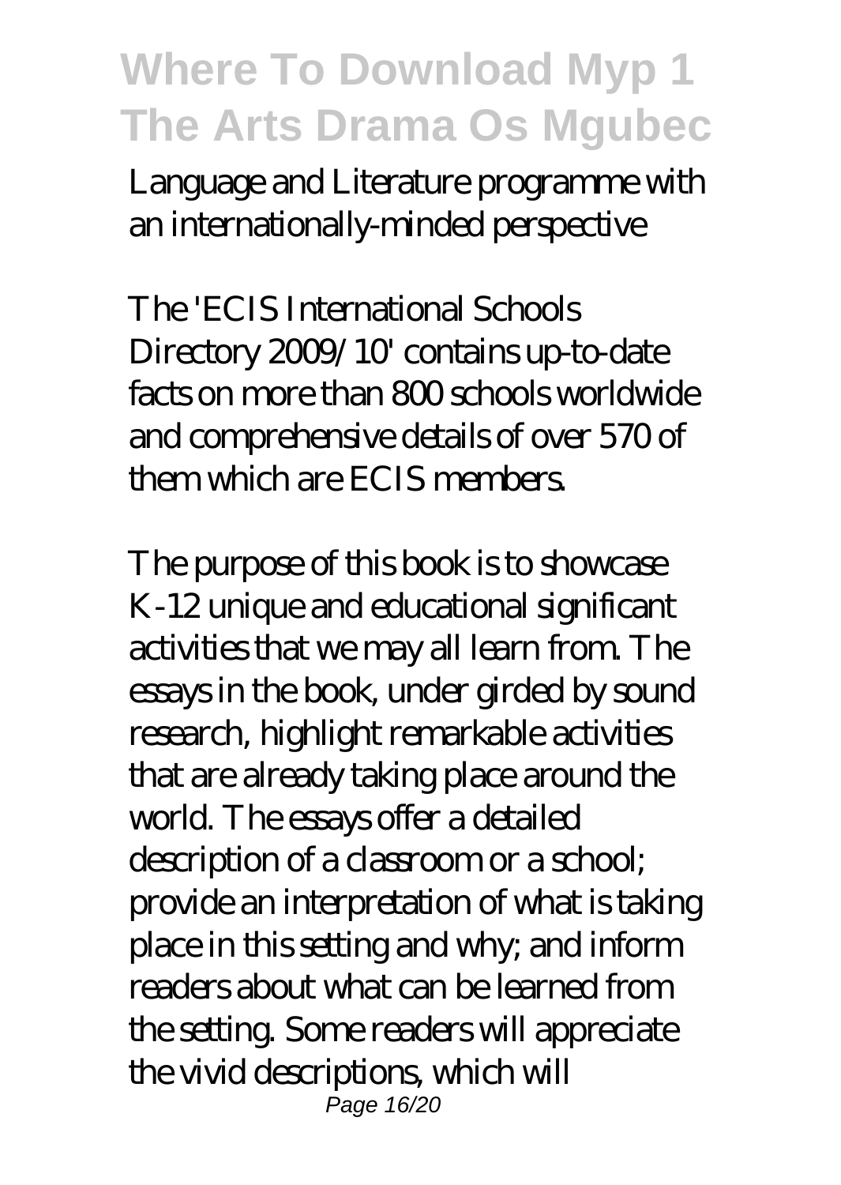Language and Literature programme with an internationally-minded perspective

The 'ECIS International Schools Directory 2009/10' contains up-to-date facts on more than 800 schools worldwide and comprehensive details of over 570 of them which are ECIS members.

The purpose of this book is to showcase K-12 unique and educational significant activities that we may all learn from. The essays in the book, under girded by sound research, highlight remarkable activities that are already taking place around the world. The essays offer a detailed description of a classroom or a school; provide an interpretation of what is taking place in this setting and why; and inform readers about what can be learned from the setting. Some readers will appreciate the vivid descriptions, which will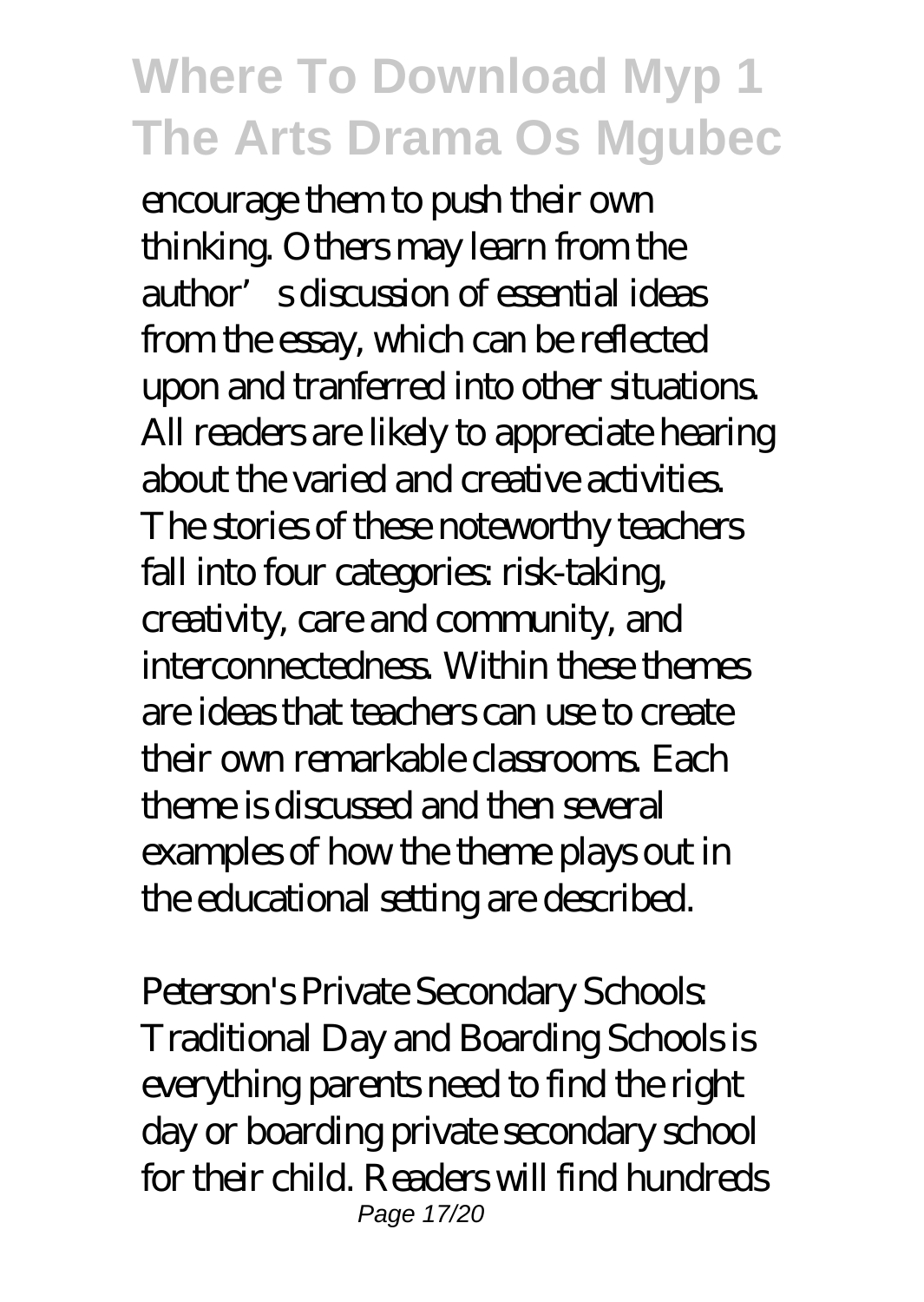encourage them to push their own thinking. Others may learn from the author's discussion of essential ideas from the essay, which can be reflected upon and tranferred into other situations. All readers are likely to appreciate hearing about the varied and creative activities. The stories of these noteworthy teachers fall into four categories: risk-taking, creativity, care and community, and interconnectedness. Within these themes are ideas that teachers can use to create their own remarkable classrooms. Each theme is discussed and then several examples of how the theme plays out in the educational setting are described.

Peterson's Private Secondary Schools: Traditional Day and Boarding Schools is everything parents need to find the right day or boarding private secondary school for their child. Readers will find hundreds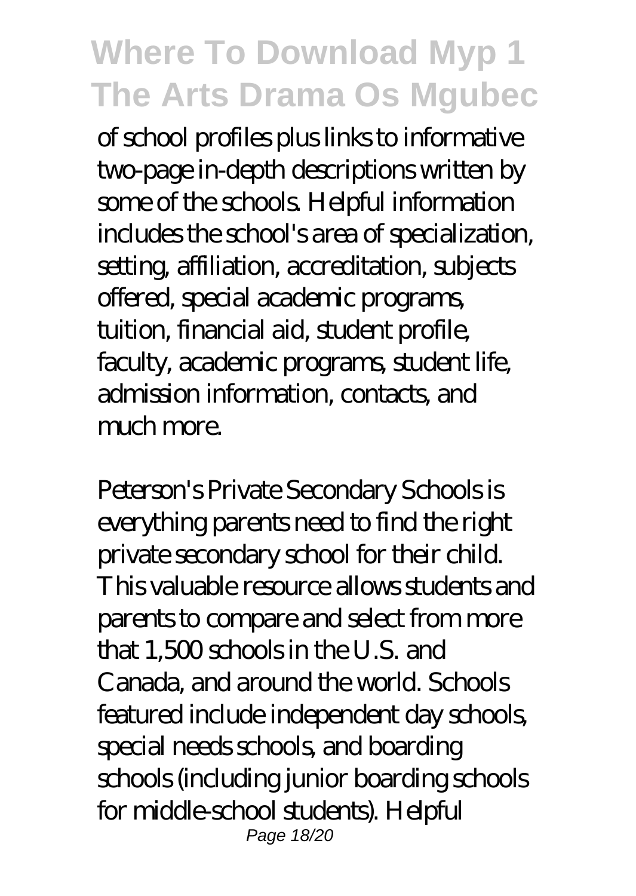of school profiles plus links to informative two-page in-depth descriptions written by some of the schools. Helpful information includes the school's area of specialization, setting, affiliation, accreditation, subjects offered, special academic programs, tuition, financial aid, student profile, faculty, academic programs, student life, admission information, contacts, and much more.

Peterson's Private Secondary Schools is everything parents need to find the right private secondary school for their child. This valuable resource allows students and parents to compare and select from more that 1,500 schools in the U.S. and Canada, and around the world. Schools featured include independent day schools, special needs schools, and boarding schools (including junior boarding schools for middle-school students). Helpful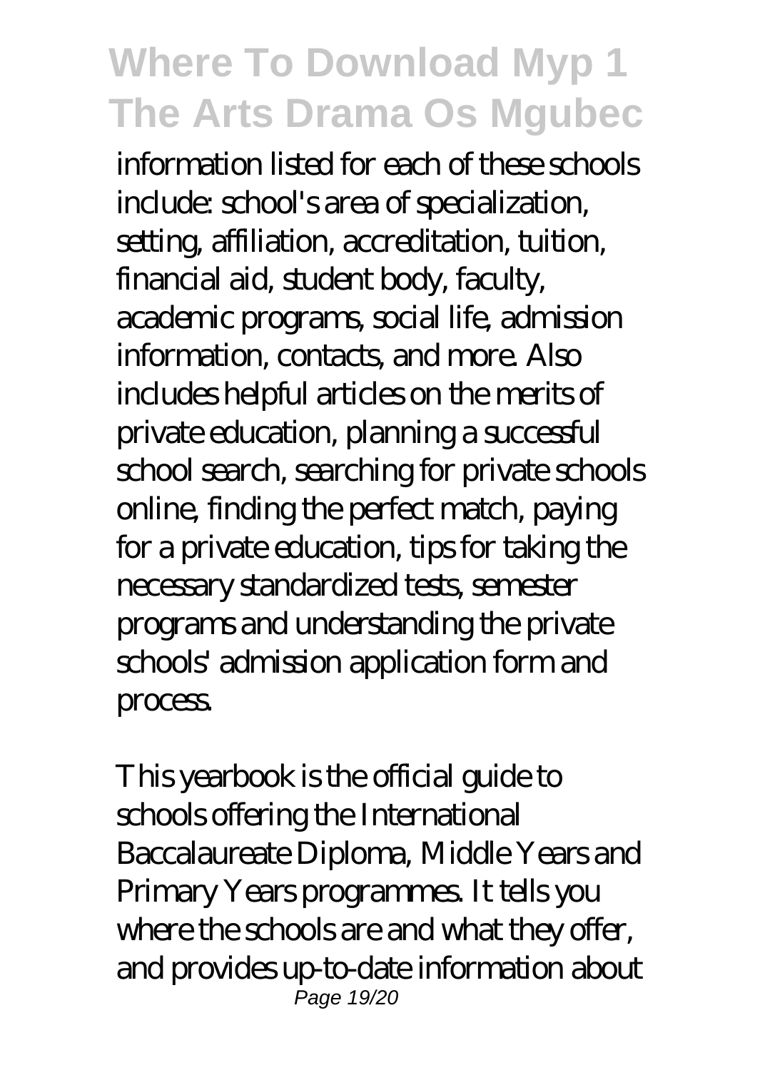information listed for each of these schools include: school's area of specialization, setting, affiliation, accreditation, tuition, financial aid, student body, faculty, academic programs, social life, admission information, contacts, and more. Also includes helpful articles on the merits of private education, planning a successful school search, searching for private schools online, finding the perfect match, paying for a private education, tips for taking the necessary standardized tests, semester programs and understanding the private schools' admission application form and process.

This yearbook is the official guide to schools offering the International Baccalaureate Diploma, Middle Years and Primary Years programmes. It tells you where the schools are and what they offer, and provides up-to-date information about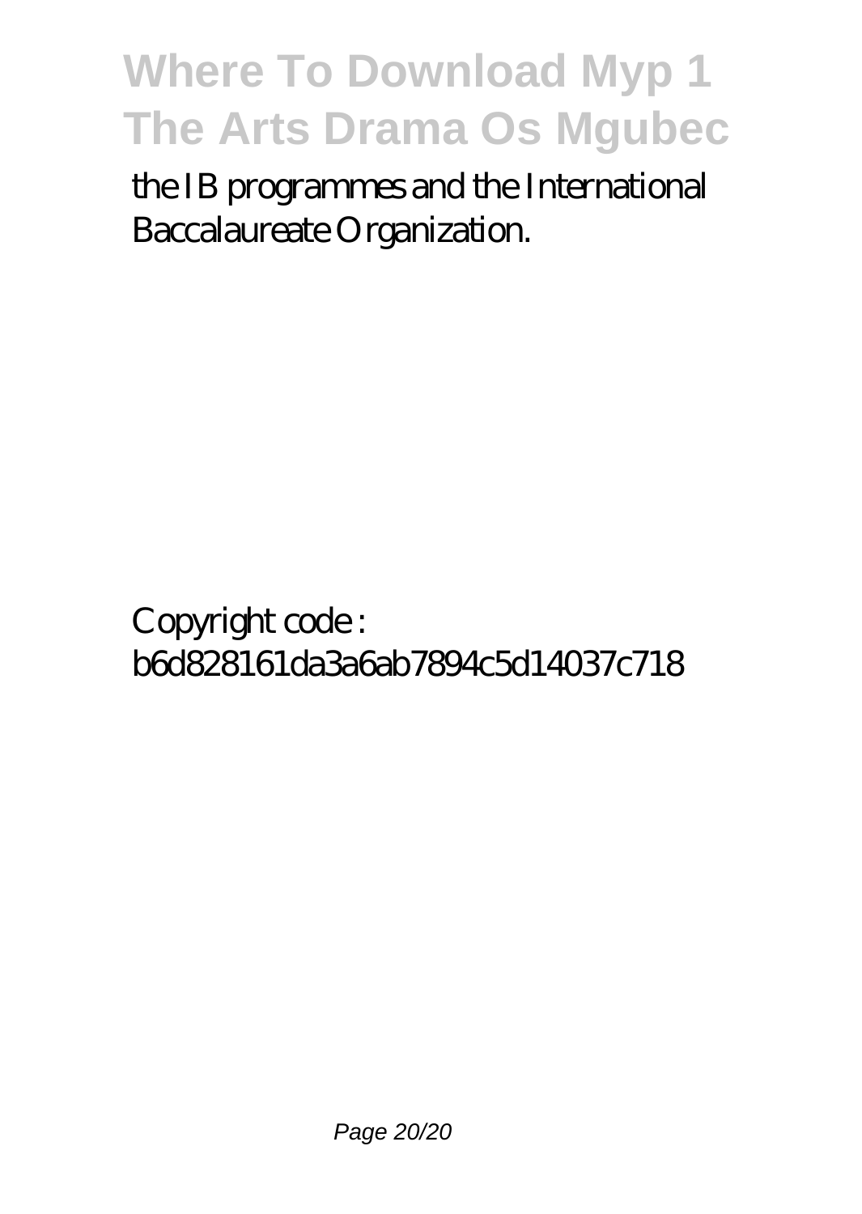the IB programmes and the International Baccalaureate Organization.

Copyright code : b6d828161da3a6ab7894c5d14037c718